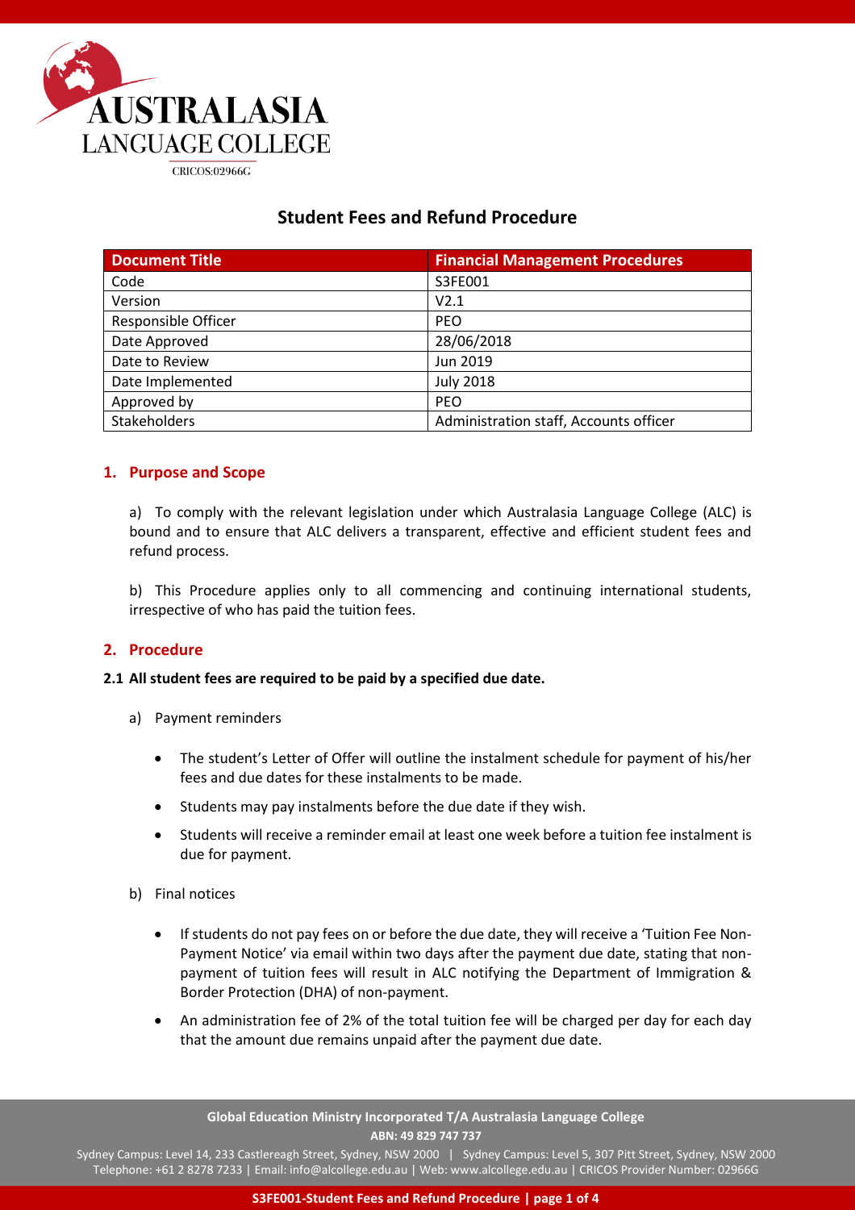# Student Fees and Refund Procedure

| Document Title | Financial Management Procedures |
| --- | --- |
| Code | S3FE001 |
| Version | V2.1 |
| Responsible Officer | PEO |
| Date Approved | 28/06/2018 |
| Date to Review | Jun 2019 |
| Date Implemented | July 2018 |
| Approved by | PEO |
| Stakeholders | Administration staff, Accounts officer |

## 1. Purpose and Scope

a) To comply with the relevant legislation under which Australasia Language College (ALC) is bound and to ensure that ALC delivers a transparent, effective and efficient student fees and refund process.

b) This Procedure applies only to all commencing and continuing international students, irrespective of who has paid the tuition fees.

## 2. Procedure

### 2.1 All student fees are required to be paid by a specified due date.

a) Payment reminders

- The student's Letter of Offer will outline the instalment schedule for payment of his/her fees and due dates for these instalments to be made.
- Students may pay instalments before the due date if they wish.
- Students will receive a reminder email at least one week before a tuition fee instalment is due for payment.

b) Final notices

- If students do not pay fees on or before the due date, they will receive a 'Tuition Fee Non-Payment Notice' via email within two days after the payment due date, stating that non-payment of tuition fees will result in ALC notifying the Department of Immigration & Border Protection (DHA) of non-payment.
- An administration fee of 2% of the total tuition fee will be charged per day for each day that the amount due remains unpaid after the payment due date.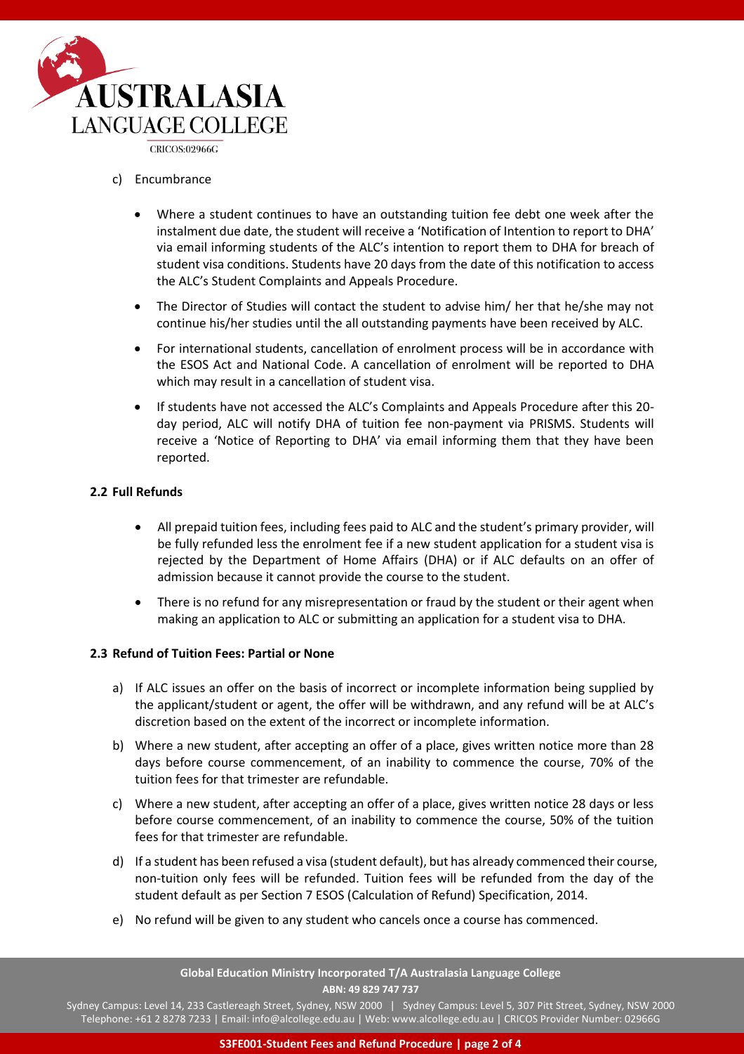c) Encumbrance

- Where a student continues to have an outstanding tuition fee debt one week after the instalment due date, the student will receive a 'Notification of Intention to report to DHA' via email informing students of the ALC's intention to report them to DHA for breach of student visa conditions. Students have 20 days from the date of this notification to access the ALC's Student Complaints and Appeals Procedure.
- The Director of Studies will contact the student to advise him/ her that he/she may not continue his/her studies until the all outstanding payments have been received by ALC.
- For international students, cancellation of enrolment process will be in accordance with the ESOS Act and National Code. A cancellation of enrolment will be reported to DHA which may result in a cancellation of student visa.
- If students have not accessed the ALC's Complaints and Appeals Procedure after this 20-day period, ALC will notify DHA of tuition fee non-payment via PRISMS. Students will receive a 'Notice of Reporting to DHA' via email informing them that they have been reported.

### 2.2 Full Refunds

- All prepaid tuition fees, including fees paid to ALC and the student's primary provider, will be fully refunded less the enrolment fee if a new student application for a student visa is rejected by the Department of Home Affairs (DHA) or if ALC defaults on an offer of admission because it cannot provide the course to the student.
- There is no refund for any misrepresentation or fraud by the student or their agent when making an application to ALC or submitting an application for a student visa to DHA.

### 2.3 Refund of Tuition Fees: Partial or None

a) If ALC issues an offer on the basis of incorrect or incomplete information being supplied by the applicant/student or agent, the offer will be withdrawn, and any refund will be at ALC's discretion based on the extent of the incorrect or incomplete information.

b) Where a new student, after accepting an offer of a place, gives written notice more than 28 days before course commencement, of an inability to commence the course, 70% of the tuition fees for that trimester are refundable.

c) Where a new student, after accepting an offer of a place, gives written notice 28 days or less before course commencement, of an inability to commence the course, 50% of the tuition fees for that trimester are refundable.

d) If a student has been refused a visa (student default), but has already commenced their course, non-tuition only fees will be refunded. Tuition fees will be refunded from the day of the student default as per Section 7 ESOS (Calculation of Refund) Specification, 2014.

e) No refund will be given to any student who cancels once a course has commenced.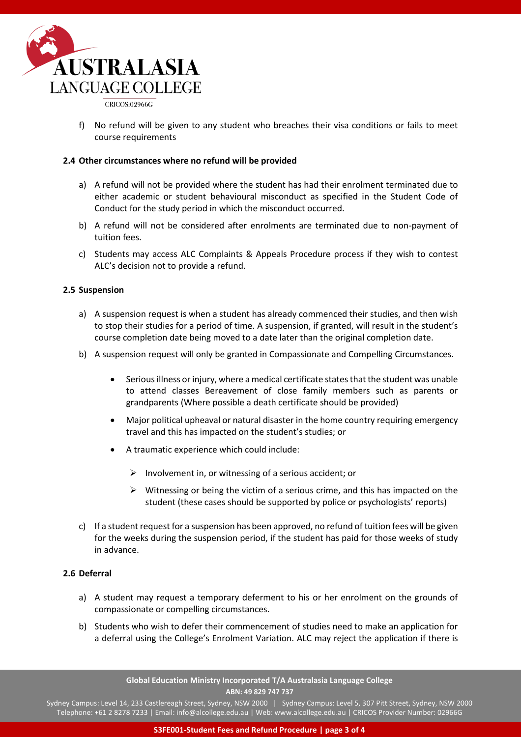f) No refund will be given to any student who breaches their visa conditions or fails to meet course requirements

### 2.4 Other circumstances where no refund will be provided

a) A refund will not be provided where the student has had their enrolment terminated due to either academic or student behavioural misconduct as specified in the Student Code of Conduct for the study period in which the misconduct occurred.

b) A refund will not be considered after enrolments are terminated due to non-payment of tuition fees.

c) Students may access ALC Complaints & Appeals Procedure process if they wish to contest ALC's decision not to provide a refund.

### 2.5 Suspension

a) A suspension request is when a student has already commenced their studies, and then wish to stop their studies for a period of time. A suspension, if granted, will result in the student's course completion date being moved to a date later than the original completion date.

b) A suspension request will only be granted in Compassionate and Compelling Circumstances.

- Serious illness or injury, where a medical certificate states that the student was unable to attend classes Bereavement of close family members such as parents or grandparents (Where possible a death certificate should be provided)
- Major political upheaval or natural disaster in the home country requiring emergency travel and this has impacted on the student's studies; or
- A traumatic experience which could include:
  - Involvement in, or witnessing of a serious accident; or
  - Witnessing or being the victim of a serious crime, and this has impacted on the student (these cases should be supported by police or psychologists' reports)

c) If a student request for a suspension has been approved, no refund of tuition fees will be given for the weeks during the suspension period, if the student has paid for those weeks of study in advance.

### 2.6 Deferral

a) A student may request a temporary deferment to his or her enrolment on the grounds of compassionate or compelling circumstances.

b) Students who wish to defer their commencement of studies need to make an application for a deferral using the College's Enrolment Variation. ALC may reject the application if there is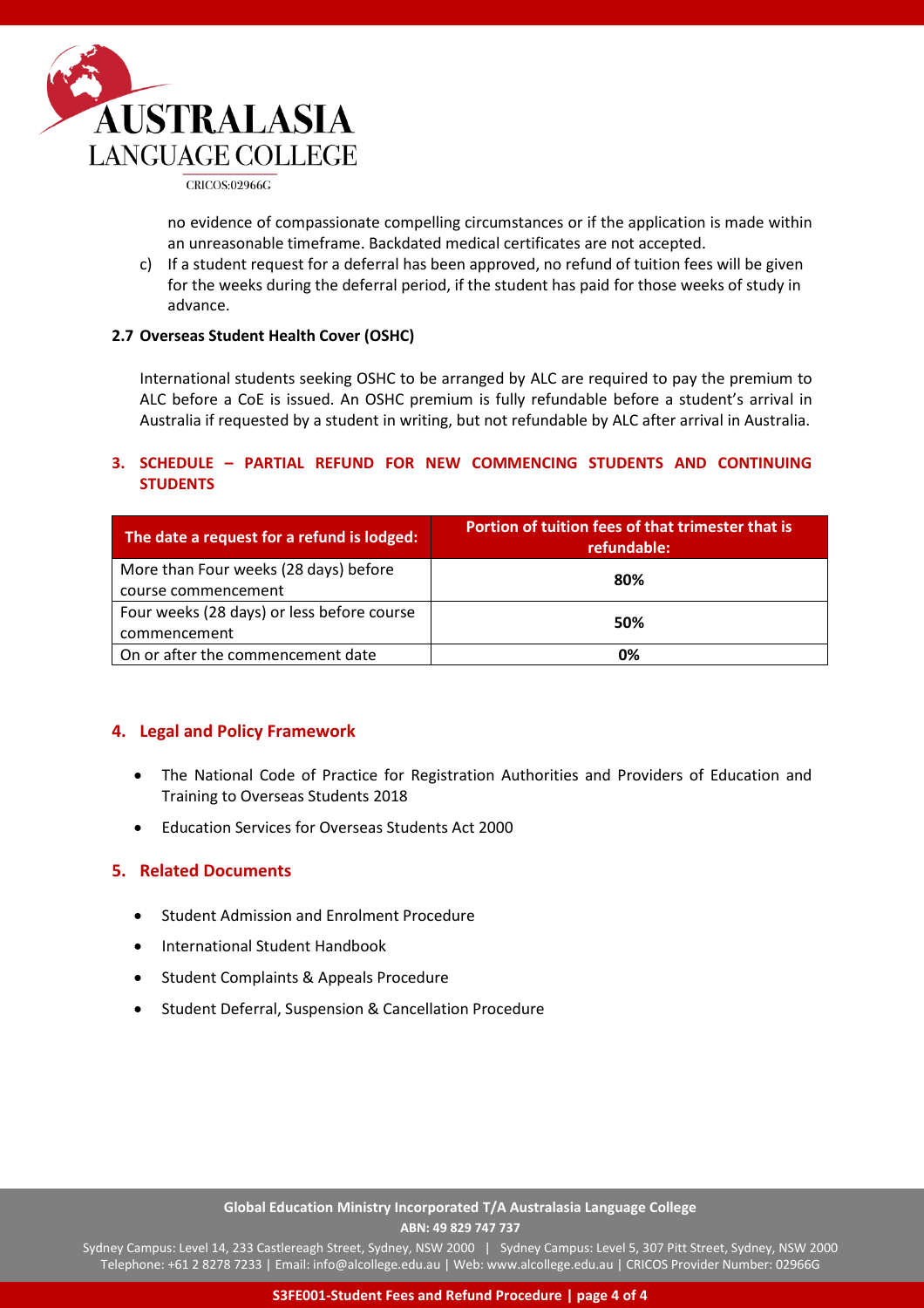no evidence of compassionate compelling circumstances or if the application is made within an unreasonable timeframe. Backdated medical certificates are not accepted.

c) If a student request for a deferral has been approved, no refund of tuition fees will be given for the weeks during the deferral period, if the student has paid for those weeks of study in advance.

### 2.7 Overseas Student Health Cover (OSHC)

International students seeking OSHC to be arranged by ALC are required to pay the premium to ALC before a CoE is issued. An OSHC premium is fully refundable before a student's arrival in Australia if requested by a student in writing, but not refundable by ALC after arrival in Australia.

## 3. SCHEDULE – PARTIAL REFUND FOR NEW COMMENCING STUDENTS AND CONTINUING STUDENTS

| The date a request for a refund is lodged: | Portion of tuition fees of that trimester that is refundable: |
|---|---|
| More than Four weeks (28 days) before course commencement | **80%** |
| Four weeks (28 days) or less before course commencement | **50%** |
| On or after the commencement date | **0%** |

## 4. Legal and Policy Framework

- The National Code of Practice for Registration Authorities and Providers of Education and Training to Overseas Students 2018
- Education Services for Overseas Students Act 2000

## 5. Related Documents

- Student Admission and Enrolment Procedure
- International Student Handbook
- Student Complaints & Appeals Procedure
- Student Deferral, Suspension & Cancellation Procedure